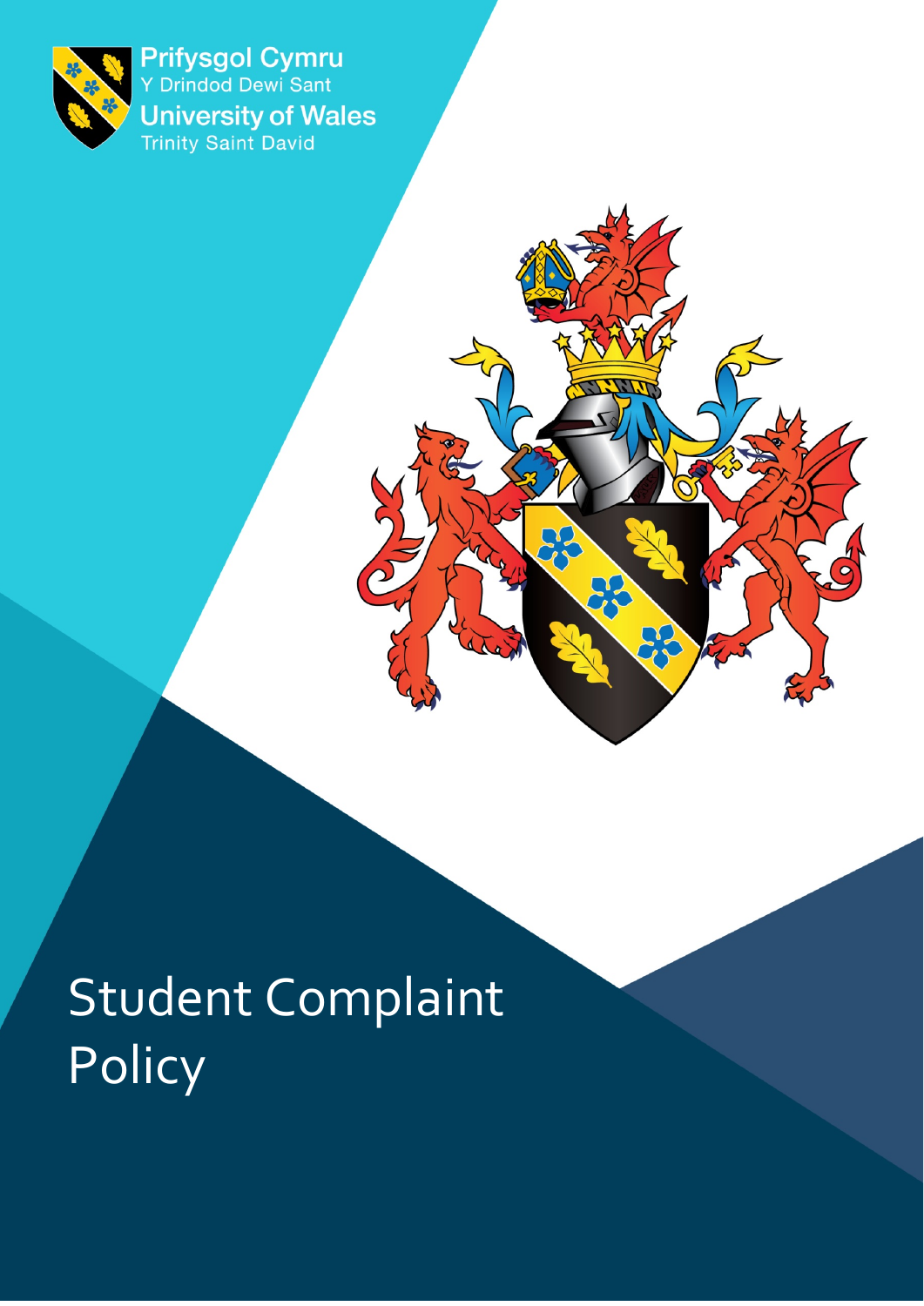Prifysgol Cymru
Y Drindod Dewi Sant
University of Wales
Trinity Saint David

# Student Complaint Policy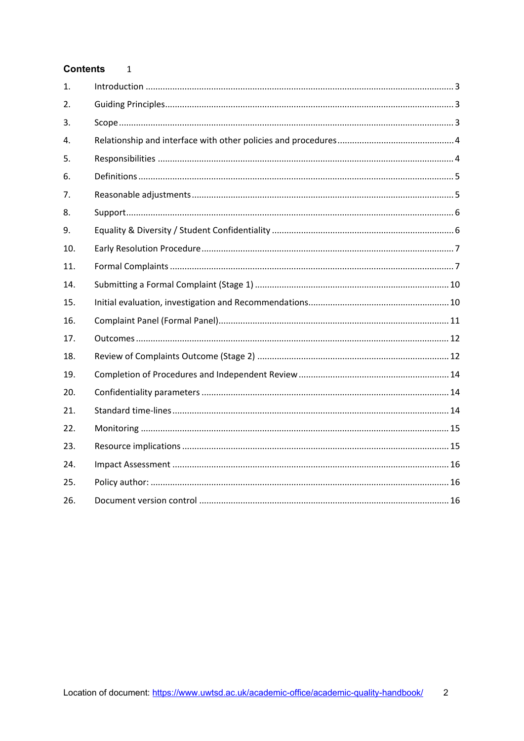**Contents** 1

1. Introduction ..... 3
2. Guiding Principles ..... 3
3. Scope ..... 3
4. Relationship and interface with other policies and procedures ..... 4
5. Responsibilities ..... 4
6. Definitions ..... 5
7. Reasonable adjustments ..... 5
8. Support ..... 6
9. Equality & Diversity / Student Confidentiality ..... 6
10. Early Resolution Procedure ..... 7
11. Formal Complaints ..... 7
14. Submitting a Formal Complaint (Stage 1) ..... 10
15. Initial evaluation, investigation and Recommendations ..... 10
16. Complaint Panel (Formal Panel) ..... 11
17. Outcomes ..... 12
18. Review of Complaints Outcome (Stage 2) ..... 12
19. Completion of Procedures and Independent Review ..... 14
20. Confidentiality parameters ..... 14
21. Standard time-lines ..... 14
22. Monitoring ..... 15
23. Resource implications ..... 15
24. Impact Assessment ..... 16
25. Policy author: ..... 16
26. Document version control ..... 16

Location of document: https://www.uwtsd.ac.uk/academic-office/academic-quality-handbook/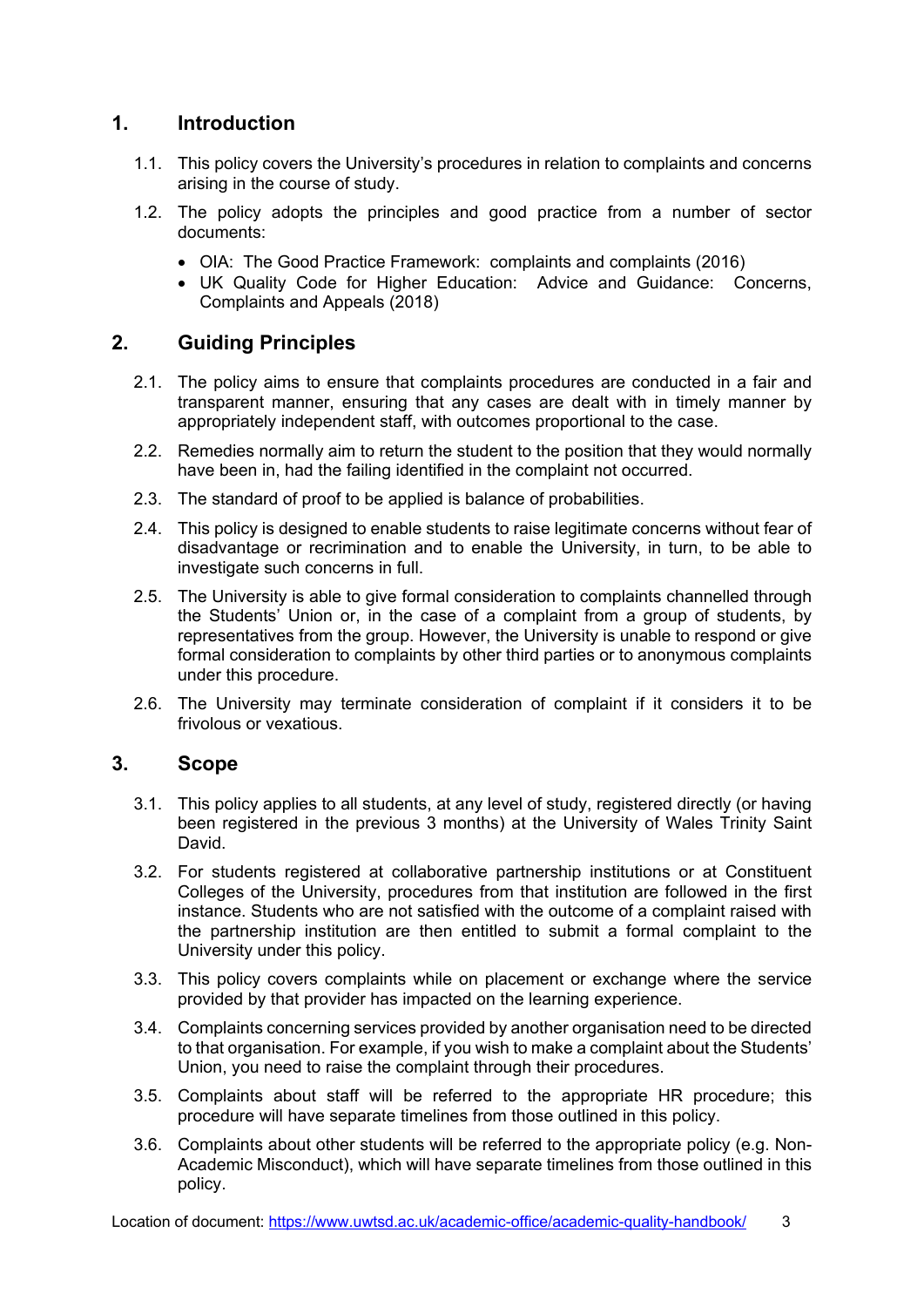## 1. Introduction

1.1. This policy covers the University's procedures in relation to complaints and concerns arising in the course of study.

1.2. The policy adopts the principles and good practice from a number of sector documents:

- OIA: The Good Practice Framework: complaints and complaints (2016)
- UK Quality Code for Higher Education: Advice and Guidance: Concerns, Complaints and Appeals (2018)

## 2. Guiding Principles

2.1. The policy aims to ensure that complaints procedures are conducted in a fair and transparent manner, ensuring that any cases are dealt with in timely manner by appropriately independent staff, with outcomes proportional to the case.

2.2. Remedies normally aim to return the student to the position that they would normally have been in, had the failing identified in the complaint not occurred.

2.3. The standard of proof to be applied is balance of probabilities.

2.4. This policy is designed to enable students to raise legitimate concerns without fear of disadvantage or recrimination and to enable the University, in turn, to be able to investigate such concerns in full.

2.5. The University is able to give formal consideration to complaints channelled through the Students' Union or, in the case of a complaint from a group of students, by representatives from the group. However, the University is unable to respond or give formal consideration to complaints by other third parties or to anonymous complaints under this procedure.

2.6. The University may terminate consideration of complaint if it considers it to be frivolous or vexatious.

## 3. Scope

3.1. This policy applies to all students, at any level of study, registered directly (or having been registered in the previous 3 months) at the University of Wales Trinity Saint David.

3.2. For students registered at collaborative partnership institutions or at Constituent Colleges of the University, procedures from that institution are followed in the first instance. Students who are not satisfied with the outcome of a complaint raised with the partnership institution are then entitled to submit a formal complaint to the University under this policy.

3.3. This policy covers complaints while on placement or exchange where the service provided by that provider has impacted on the learning experience.

3.4. Complaints concerning services provided by another organisation need to be directed to that organisation. For example, if you wish to make a complaint about the Students' Union, you need to raise the complaint through their procedures.

3.5. Complaints about staff will be referred to the appropriate HR procedure; this procedure will have separate timelines from those outlined in this policy.

3.6. Complaints about other students will be referred to the appropriate policy (e.g. Non-Academic Misconduct), which will have separate timelines from those outlined in this policy.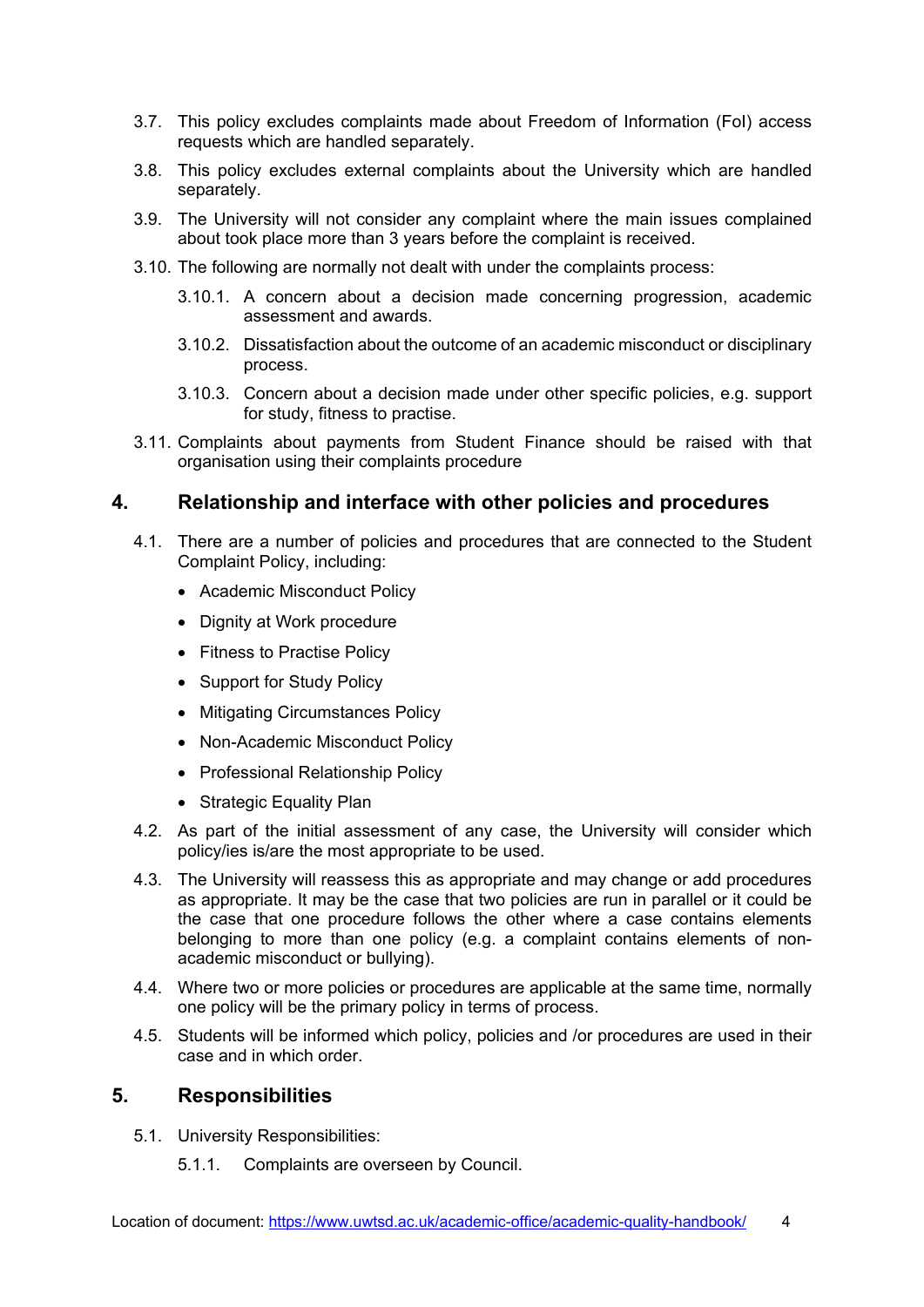3.7. This policy excludes complaints made about Freedom of Information (FoI) access requests which are handled separately.

3.8. This policy excludes external complaints about the University which are handled separately.

3.9. The University will not consider any complaint where the main issues complained about took place more than 3 years before the complaint is received.

3.10. The following are normally not dealt with under the complaints process:

- 3.10.1. A concern about a decision made concerning progression, academic assessment and awards.
- 3.10.2. Dissatisfaction about the outcome of an academic misconduct or disciplinary process.
- 3.10.3. Concern about a decision made under other specific policies, e.g. support for study, fitness to practise.

3.11. Complaints about payments from Student Finance should be raised with that organisation using their complaints procedure

## 4. Relationship and interface with other policies and procedures

4.1. There are a number of policies and procedures that are connected to the Student Complaint Policy, including:

- Academic Misconduct Policy
- Dignity at Work procedure
- Fitness to Practise Policy
- Support for Study Policy
- Mitigating Circumstances Policy
- Non-Academic Misconduct Policy
- Professional Relationship Policy
- Strategic Equality Plan

4.2. As part of the initial assessment of any case, the University will consider which policy/ies is/are the most appropriate to be used.

4.3. The University will reassess this as appropriate and may change or add procedures as appropriate. It may be the case that two policies are run in parallel or it could be the case that one procedure follows the other where a case contains elements belonging to more than one policy (e.g. a complaint contains elements of non-academic misconduct or bullying).

4.4. Where two or more policies or procedures are applicable at the same time, normally one policy will be the primary policy in terms of process.

4.5. Students will be informed which policy, policies and /or procedures are used in their case and in which order.

## 5. Responsibilities

5.1. University Responsibilities:

- 5.1.1. Complaints are overseen by Council.

Location of document: https://www.uwtsd.ac.uk/academic-office/academic-quality-handbook/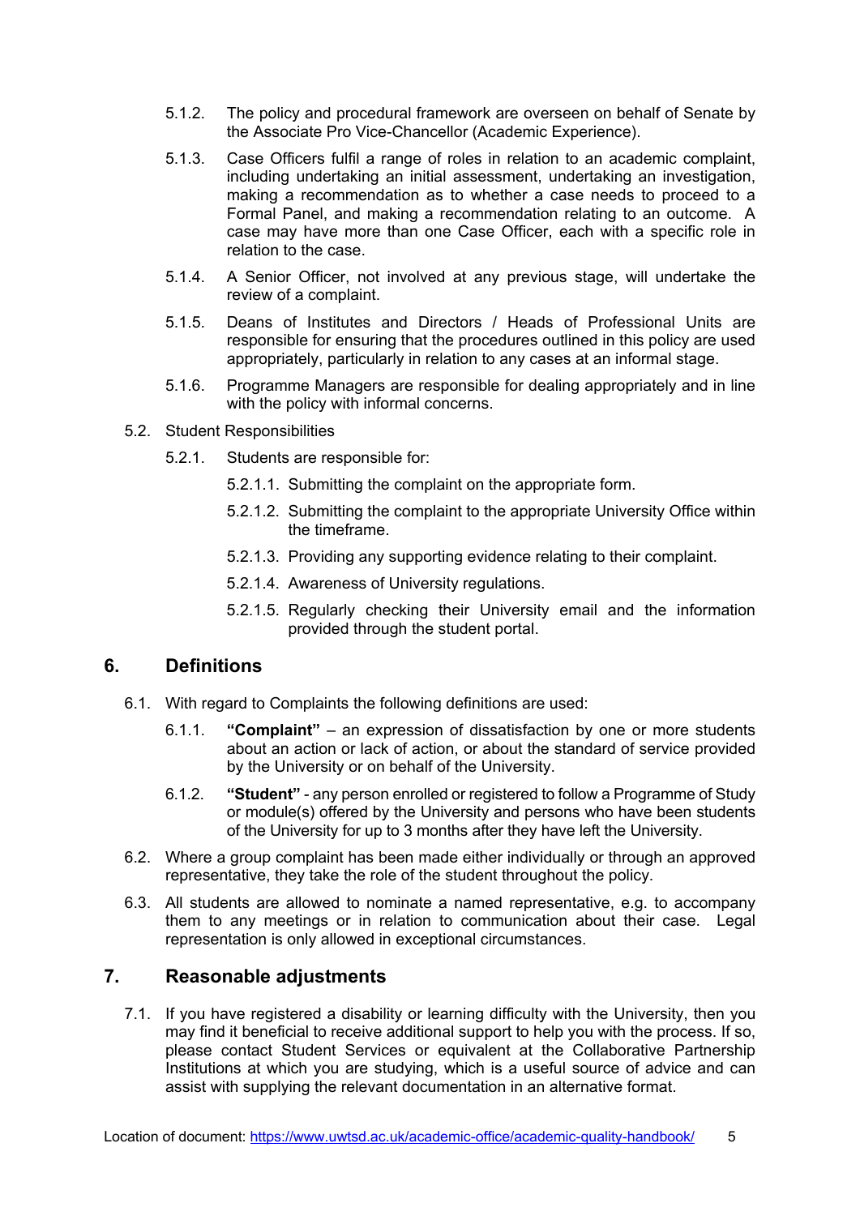5.1.2. The policy and procedural framework are overseen on behalf of Senate by the Associate Pro Vice-Chancellor (Academic Experience).

5.1.3. Case Officers fulfil a range of roles in relation to an academic complaint, including undertaking an initial assessment, undertaking an investigation, making a recommendation as to whether a case needs to proceed to a Formal Panel, and making a recommendation relating to an outcome. A case may have more than one Case Officer, each with a specific role in relation to the case.

5.1.4. A Senior Officer, not involved at any previous stage, will undertake the review of a complaint.

5.1.5. Deans of Institutes and Directors / Heads of Professional Units are responsible for ensuring that the procedures outlined in this policy are used appropriately, particularly in relation to any cases at an informal stage.

5.1.6. Programme Managers are responsible for dealing appropriately and in line with the policy with informal concerns.

5.2. Student Responsibilities

5.2.1. Students are responsible for:

5.2.1.1. Submitting the complaint on the appropriate form.

5.2.1.2. Submitting the complaint to the appropriate University Office within the timeframe.

5.2.1.3. Providing any supporting evidence relating to their complaint.

5.2.1.4. Awareness of University regulations.

5.2.1.5. Regularly checking their University email and the information provided through the student portal.

## 6. Definitions

6.1. With regard to Complaints the following definitions are used:

6.1.1. **"Complaint"** – an expression of dissatisfaction by one or more students about an action or lack of action, or about the standard of service provided by the University or on behalf of the University.

6.1.2. **"Student"** - any person enrolled or registered to follow a Programme of Study or module(s) offered by the University and persons who have been students of the University for up to 3 months after they have left the University.

6.2. Where a group complaint has been made either individually or through an approved representative, they take the role of the student throughout the policy.

6.3. All students are allowed to nominate a named representative, e.g. to accompany them to any meetings or in relation to communication about their case. Legal representation is only allowed in exceptional circumstances.

## 7. Reasonable adjustments

7.1. If you have registered a disability or learning difficulty with the University, then you may find it beneficial to receive additional support to help you with the process. If so, please contact Student Services or equivalent at the Collaborative Partnership Institutions at which you are studying, which is a useful source of advice and can assist with supplying the relevant documentation in an alternative format.

Location of document: https://www.uwtsd.ac.uk/academic-office/academic-quality-handbook/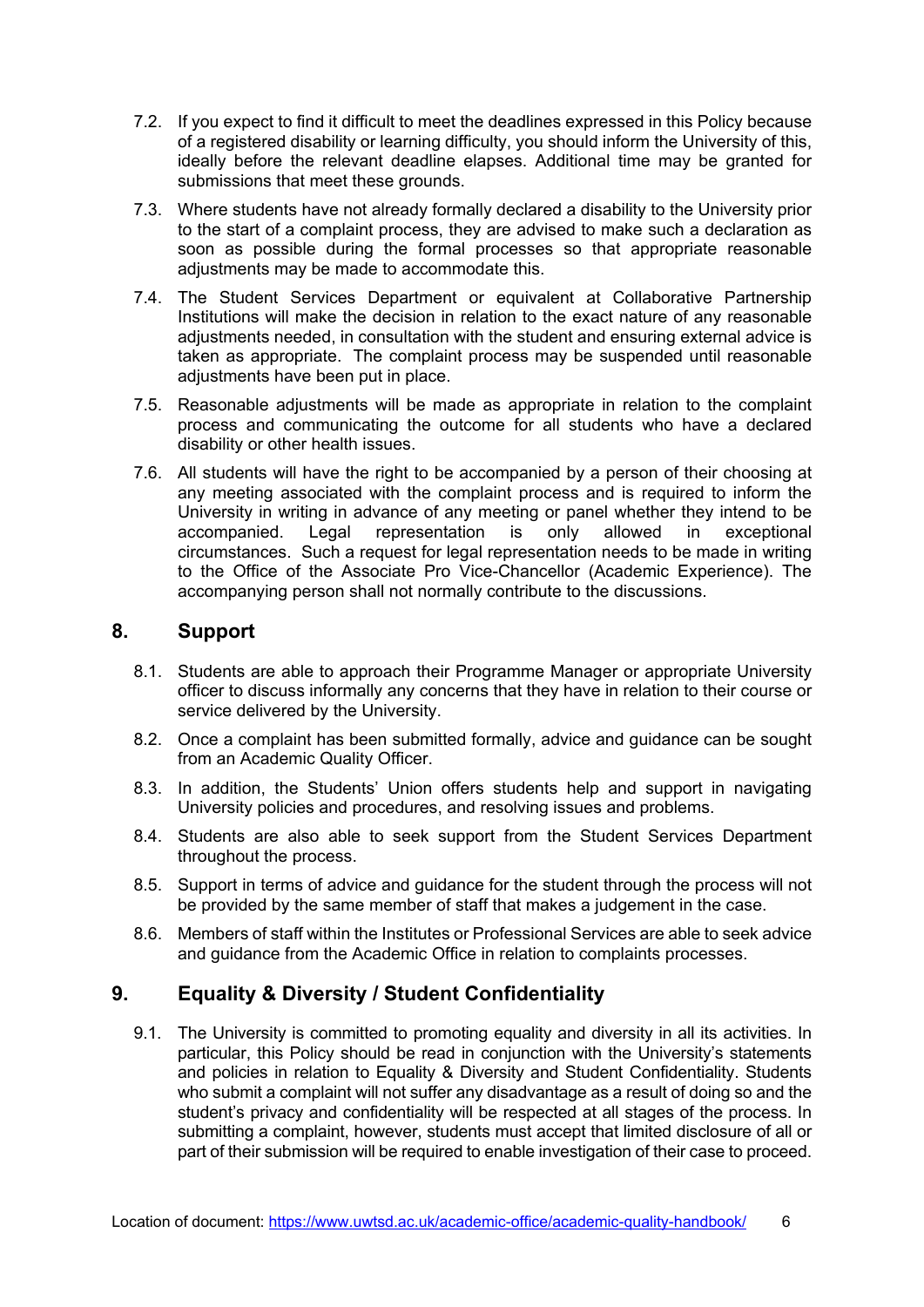7.2. If you expect to find it difficult to meet the deadlines expressed in this Policy because of a registered disability or learning difficulty, you should inform the University of this, ideally before the relevant deadline elapses. Additional time may be granted for submissions that meet these grounds.

7.3. Where students have not already formally declared a disability to the University prior to the start of a complaint process, they are advised to make such a declaration as soon as possible during the formal processes so that appropriate reasonable adjustments may be made to accommodate this.

7.4. The Student Services Department or equivalent at Collaborative Partnership Institutions will make the decision in relation to the exact nature of any reasonable adjustments needed, in consultation with the student and ensuring external advice is taken as appropriate. The complaint process may be suspended until reasonable adjustments have been put in place.

7.5. Reasonable adjustments will be made as appropriate in relation to the complaint process and communicating the outcome for all students who have a declared disability or other health issues.

7.6. All students will have the right to be accompanied by a person of their choosing at any meeting associated with the complaint process and is required to inform the University in writing in advance of any meeting or panel whether they intend to be accompanied. Legal representation is only allowed in exceptional circumstances. Such a request for legal representation needs to be made in writing to the Office of the Associate Pro Vice-Chancellor (Academic Experience). The accompanying person shall not normally contribute to the discussions.

## 8. Support

8.1. Students are able to approach their Programme Manager or appropriate University officer to discuss informally any concerns that they have in relation to their course or service delivered by the University.

8.2. Once a complaint has been submitted formally, advice and guidance can be sought from an Academic Quality Officer.

8.3. In addition, the Students' Union offers students help and support in navigating University policies and procedures, and resolving issues and problems.

8.4. Students are also able to seek support from the Student Services Department throughout the process.

8.5. Support in terms of advice and guidance for the student through the process will not be provided by the same member of staff that makes a judgement in the case.

8.6. Members of staff within the Institutes or Professional Services are able to seek advice and guidance from the Academic Office in relation to complaints processes.

## 9. Equality & Diversity / Student Confidentiality

9.1. The University is committed to promoting equality and diversity in all its activities. In particular, this Policy should be read in conjunction with the University's statements and policies in relation to Equality & Diversity and Student Confidentiality. Students who submit a complaint will not suffer any disadvantage as a result of doing so and the student's privacy and confidentiality will be respected at all stages of the process. In submitting a complaint, however, students must accept that limited disclosure of all or part of their submission will be required to enable investigation of their case to proceed.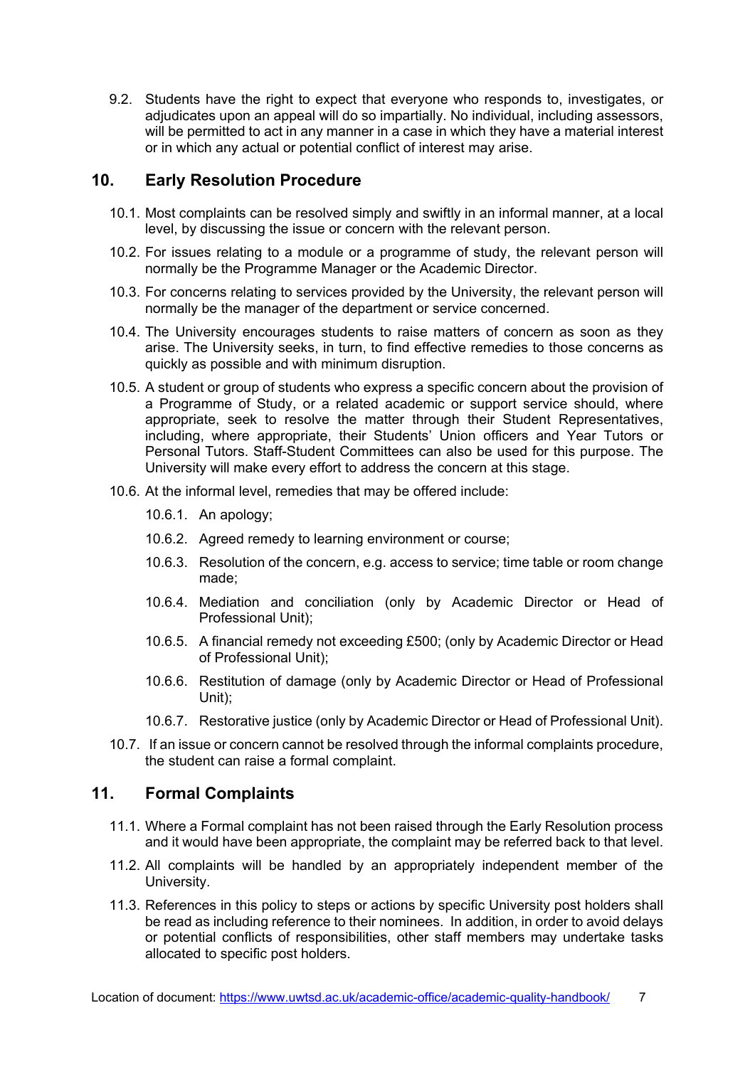9.2. Students have the right to expect that everyone who responds to, investigates, or adjudicates upon an appeal will do so impartially. No individual, including assessors, will be permitted to act in any manner in a case in which they have a material interest or in which any actual or potential conflict of interest may arise.

## 10. Early Resolution Procedure

10.1. Most complaints can be resolved simply and swiftly in an informal manner, at a local level, by discussing the issue or concern with the relevant person.

10.2. For issues relating to a module or a programme of study, the relevant person will normally be the Programme Manager or the Academic Director.

10.3. For concerns relating to services provided by the University, the relevant person will normally be the manager of the department or service concerned.

10.4. The University encourages students to raise matters of concern as soon as they arise. The University seeks, in turn, to find effective remedies to those concerns as quickly as possible and with minimum disruption.

10.5. A student or group of students who express a specific concern about the provision of a Programme of Study, or a related academic or support service should, where appropriate, seek to resolve the matter through their Student Representatives, including, where appropriate, their Students' Union officers and Year Tutors or Personal Tutors. Staff-Student Committees can also be used for this purpose. The University will make every effort to address the concern at this stage.

10.6. At the informal level, remedies that may be offered include:

- 10.6.1. An apology;
- 10.6.2. Agreed remedy to learning environment or course;
- 10.6.3. Resolution of the concern, e.g. access to service; time table or room change made;
- 10.6.4. Mediation and conciliation (only by Academic Director or Head of Professional Unit);
- 10.6.5. A financial remedy not exceeding £500; (only by Academic Director or Head of Professional Unit);
- 10.6.6. Restitution of damage (only by Academic Director or Head of Professional Unit);
- 10.6.7. Restorative justice (only by Academic Director or Head of Professional Unit).

10.7. If an issue or concern cannot be resolved through the informal complaints procedure, the student can raise a formal complaint.

## 11. Formal Complaints

11.1. Where a Formal complaint has not been raised through the Early Resolution process and it would have been appropriate, the complaint may be referred back to that level.

11.2. All complaints will be handled by an appropriately independent member of the University.

11.3. References in this policy to steps or actions by specific University post holders shall be read as including reference to their nominees. In addition, in order to avoid delays or potential conflicts of responsibilities, other staff members may undertake tasks allocated to specific post holders.

Location of document: https://www.uwtsd.ac.uk/academic-office/academic-quality-handbook/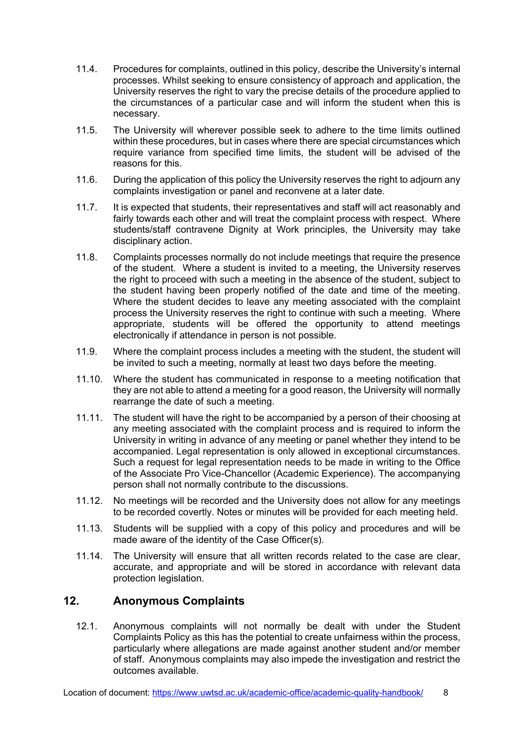11.4. Procedures for complaints, outlined in this policy, describe the University's internal processes. Whilst seeking to ensure consistency of approach and application, the University reserves the right to vary the precise details of the procedure applied to the circumstances of a particular case and will inform the student when this is necessary.

11.5. The University will wherever possible seek to adhere to the time limits outlined within these procedures, but in cases where there are special circumstances which require variance from specified time limits, the student will be advised of the reasons for this.

11.6. During the application of this policy the University reserves the right to adjourn any complaints investigation or panel and reconvene at a later date.

11.7. It is expected that students, their representatives and staff will act reasonably and fairly towards each other and will treat the complaint process with respect. Where students/staff contravene Dignity at Work principles, the University may take disciplinary action.

11.8. Complaints processes normally do not include meetings that require the presence of the student. Where a student is invited to a meeting, the University reserves the right to proceed with such a meeting in the absence of the student, subject to the student having been properly notified of the date and time of the meeting. Where the student decides to leave any meeting associated with the complaint process the University reserves the right to continue with such a meeting. Where appropriate, students will be offered the opportunity to attend meetings electronically if attendance in person is not possible.

11.9. Where the complaint process includes a meeting with the student, the student will be invited to such a meeting, normally at least two days before the meeting.

11.10. Where the student has communicated in response to a meeting notification that they are not able to attend a meeting for a good reason, the University will normally rearrange the date of such a meeting.

11.11. The student will have the right to be accompanied by a person of their choosing at any meeting associated with the complaint process and is required to inform the University in writing in advance of any meeting or panel whether they intend to be accompanied. Legal representation is only allowed in exceptional circumstances. Such a request for legal representation needs to be made in writing to the Office of the Associate Pro Vice-Chancellor (Academic Experience). The accompanying person shall not normally contribute to the discussions.

11.12. No meetings will be recorded and the University does not allow for any meetings to be recorded covertly. Notes or minutes will be provided for each meeting held.

11.13. Students will be supplied with a copy of this policy and procedures and will be made aware of the identity of the Case Officer(s).

11.14. The University will ensure that all written records related to the case are clear, accurate, and appropriate and will be stored in accordance with relevant data protection legislation.

## 12. Anonymous Complaints

12.1. Anonymous complaints will not normally be dealt with under the Student Complaints Policy as this has the potential to create unfairness within the process, particularly where allegations are made against another student and/or member of staff. Anonymous complaints may also impede the investigation and restrict the outcomes available.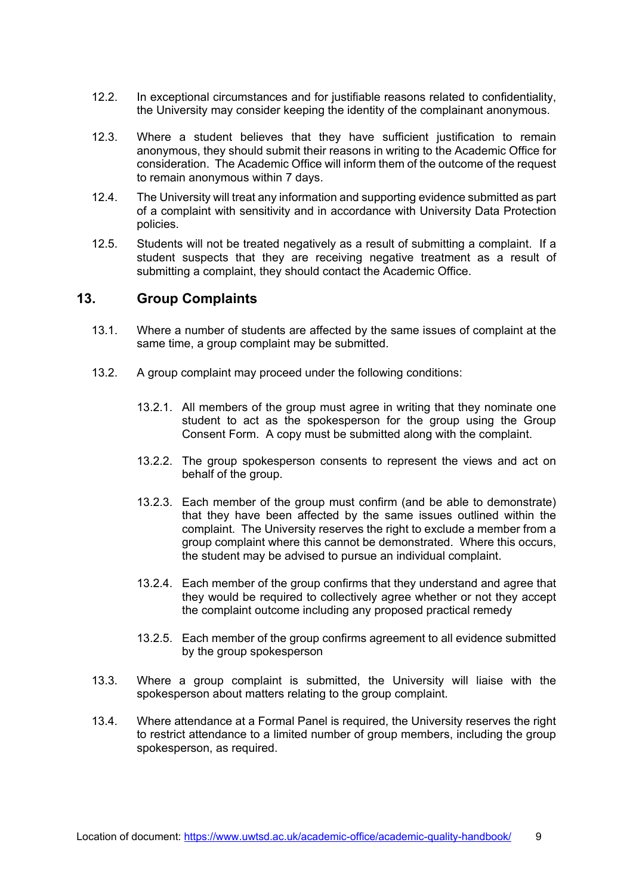12.2. In exceptional circumstances and for justifiable reasons related to confidentiality, the University may consider keeping the identity of the complainant anonymous.

12.3. Where a student believes that they have sufficient justification to remain anonymous, they should submit their reasons in writing to the Academic Office for consideration. The Academic Office will inform them of the outcome of the request to remain anonymous within 7 days.

12.4. The University will treat any information and supporting evidence submitted as part of a complaint with sensitivity and in accordance with University Data Protection policies.

12.5. Students will not be treated negatively as a result of submitting a complaint. If a student suspects that they are receiving negative treatment as a result of submitting a complaint, they should contact the Academic Office.

## 13. Group Complaints

13.1. Where a number of students are affected by the same issues of complaint at the same time, a group complaint may be submitted.

13.2. A group complaint may proceed under the following conditions:

- 13.2.1. All members of the group must agree in writing that they nominate one student to act as the spokesperson for the group using the Group Consent Form. A copy must be submitted along with the complaint.
- 13.2.2. The group spokesperson consents to represent the views and act on behalf of the group.
- 13.2.3. Each member of the group must confirm (and be able to demonstrate) that they have been affected by the same issues outlined within the complaint. The University reserves the right to exclude a member from a group complaint where this cannot be demonstrated. Where this occurs, the student may be advised to pursue an individual complaint.
- 13.2.4. Each member of the group confirms that they understand and agree that they would be required to collectively agree whether or not they accept the complaint outcome including any proposed practical remedy
- 13.2.5. Each member of the group confirms agreement to all evidence submitted by the group spokesperson

13.3. Where a group complaint is submitted, the University will liaise with the spokesperson about matters relating to the group complaint.

13.4. Where attendance at a Formal Panel is required, the University reserves the right to restrict attendance to a limited number of group members, including the group spokesperson, as required.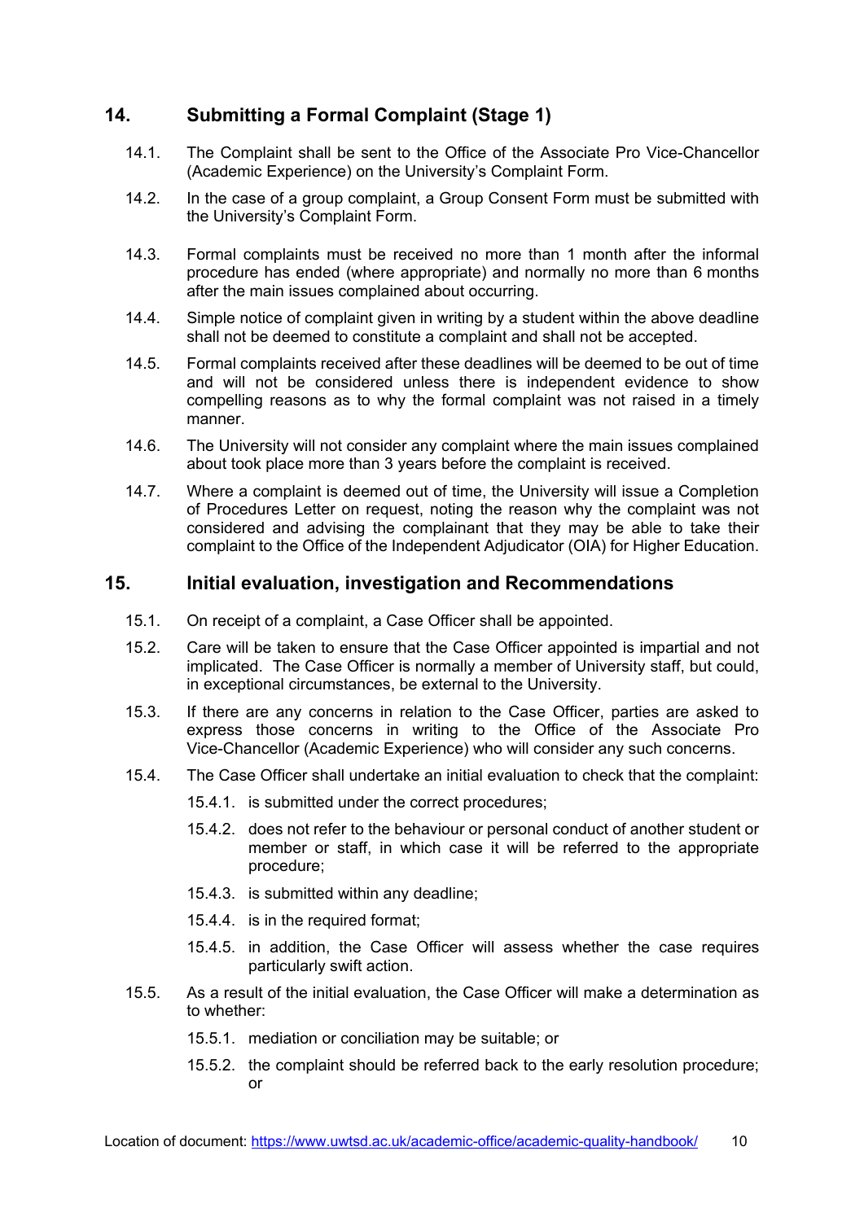## 14. Submitting a Formal Complaint (Stage 1)

14.1. The Complaint shall be sent to the Office of the Associate Pro Vice-Chancellor (Academic Experience) on the University's Complaint Form.

14.2. In the case of a group complaint, a Group Consent Form must be submitted with the University's Complaint Form.

14.3. Formal complaints must be received no more than 1 month after the informal procedure has ended (where appropriate) and normally no more than 6 months after the main issues complained about occurring.

14.4. Simple notice of complaint given in writing by a student within the above deadline shall not be deemed to constitute a complaint and shall not be accepted.

14.5. Formal complaints received after these deadlines will be deemed to be out of time and will not be considered unless there is independent evidence to show compelling reasons as to why the formal complaint was not raised in a timely manner.

14.6. The University will not consider any complaint where the main issues complained about took place more than 3 years before the complaint is received.

14.7. Where a complaint is deemed out of time, the University will issue a Completion of Procedures Letter on request, noting the reason why the complaint was not considered and advising the complainant that they may be able to take their complaint to the Office of the Independent Adjudicator (OIA) for Higher Education.

## 15. Initial evaluation, investigation and Recommendations

15.1. On receipt of a complaint, a Case Officer shall be appointed.

15.2. Care will be taken to ensure that the Case Officer appointed is impartial and not implicated. The Case Officer is normally a member of University staff, but could, in exceptional circumstances, be external to the University.

15.3. If there are any concerns in relation to the Case Officer, parties are asked to express those concerns in writing to the Office of the Associate Pro Vice-Chancellor (Academic Experience) who will consider any such concerns.

15.4. The Case Officer shall undertake an initial evaluation to check that the complaint:

- 15.4.1. is submitted under the correct procedures;
- 15.4.2. does not refer to the behaviour or personal conduct of another student or member or staff, in which case it will be referred to the appropriate procedure;
- 15.4.3. is submitted within any deadline;
- 15.4.4. is in the required format;
- 15.4.5. in addition, the Case Officer will assess whether the case requires particularly swift action.

15.5. As a result of the initial evaluation, the Case Officer will make a determination as to whether:

- 15.5.1. mediation or conciliation may be suitable; or
- 15.5.2. the complaint should be referred back to the early resolution procedure; or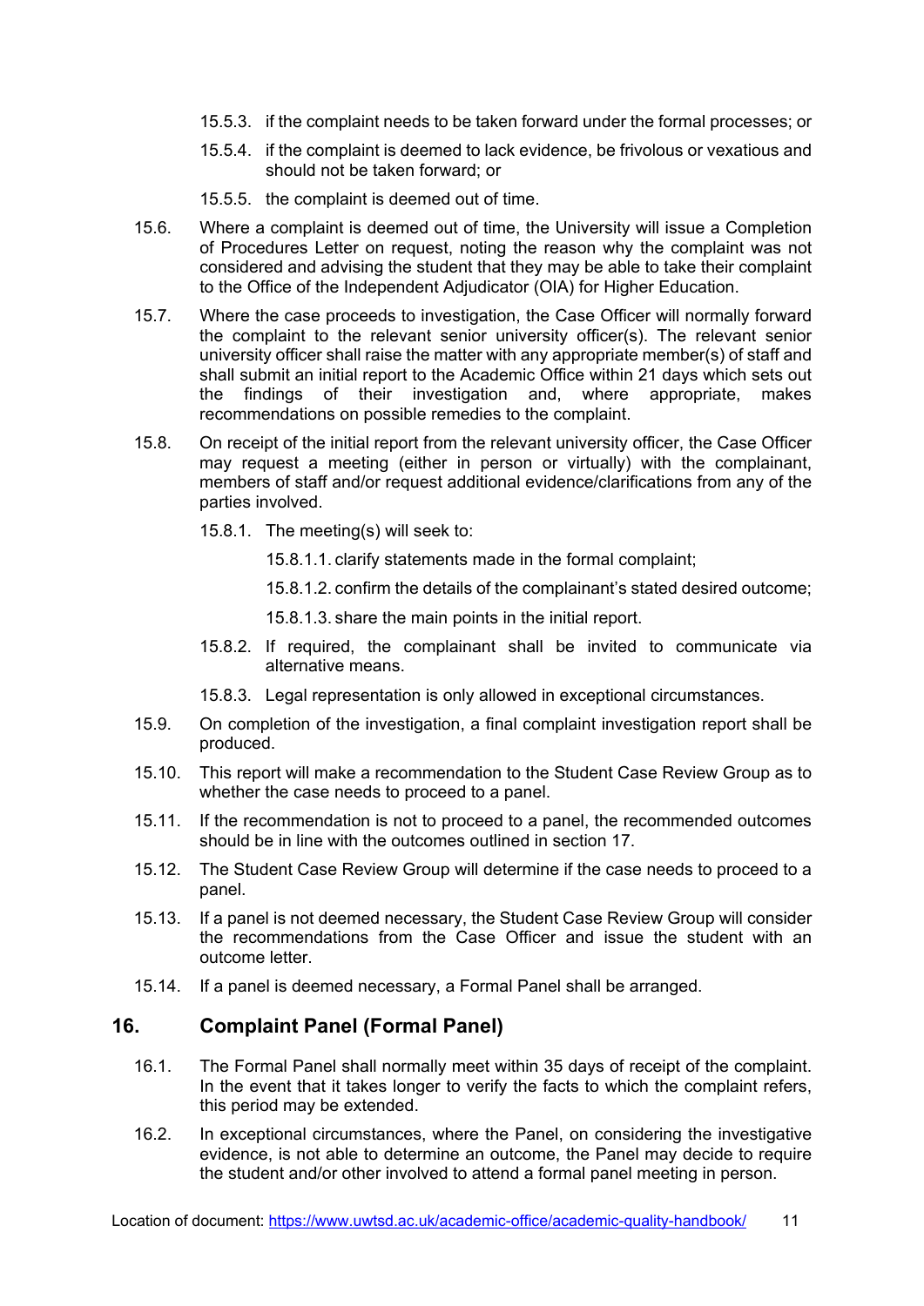15.5.3. if the complaint needs to be taken forward under the formal processes; or

15.5.4. if the complaint is deemed to lack evidence, be frivolous or vexatious and should not be taken forward; or

15.5.5. the complaint is deemed out of time.

15.6. Where a complaint is deemed out of time, the University will issue a Completion of Procedures Letter on request, noting the reason why the complaint was not considered and advising the student that they may be able to take their complaint to the Office of the Independent Adjudicator (OIA) for Higher Education.

15.7. Where the case proceeds to investigation, the Case Officer will normally forward the complaint to the relevant senior university officer(s). The relevant senior university officer shall raise the matter with any appropriate member(s) of staff and shall submit an initial report to the Academic Office within 21 days which sets out the findings of their investigation and, where appropriate, makes recommendations on possible remedies to the complaint.

15.8. On receipt of the initial report from the relevant university officer, the Case Officer may request a meeting (either in person or virtually) with the complainant, members of staff and/or request additional evidence/clarifications from any of the parties involved.

15.8.1. The meeting(s) will seek to:

15.8.1.1. clarify statements made in the formal complaint;

15.8.1.2. confirm the details of the complainant's stated desired outcome;

15.8.1.3. share the main points in the initial report.

15.8.2. If required, the complainant shall be invited to communicate via alternative means.

15.8.3. Legal representation is only allowed in exceptional circumstances.

15.9. On completion of the investigation, a final complaint investigation report shall be produced.

15.10. This report will make a recommendation to the Student Case Review Group as to whether the case needs to proceed to a panel.

15.11. If the recommendation is not to proceed to a panel, the recommended outcomes should be in line with the outcomes outlined in section 17.

15.12. The Student Case Review Group will determine if the case needs to proceed to a panel.

15.13. If a panel is not deemed necessary, the Student Case Review Group will consider the recommendations from the Case Officer and issue the student with an outcome letter.

15.14. If a panel is deemed necessary, a Formal Panel shall be arranged.

## 16. Complaint Panel (Formal Panel)

16.1. The Formal Panel shall normally meet within 35 days of receipt of the complaint. In the event that it takes longer to verify the facts to which the complaint refers, this period may be extended.

16.2. In exceptional circumstances, where the Panel, on considering the investigative evidence, is not able to determine an outcome, the Panel may decide to require the student and/or other involved to attend a formal panel meeting in person.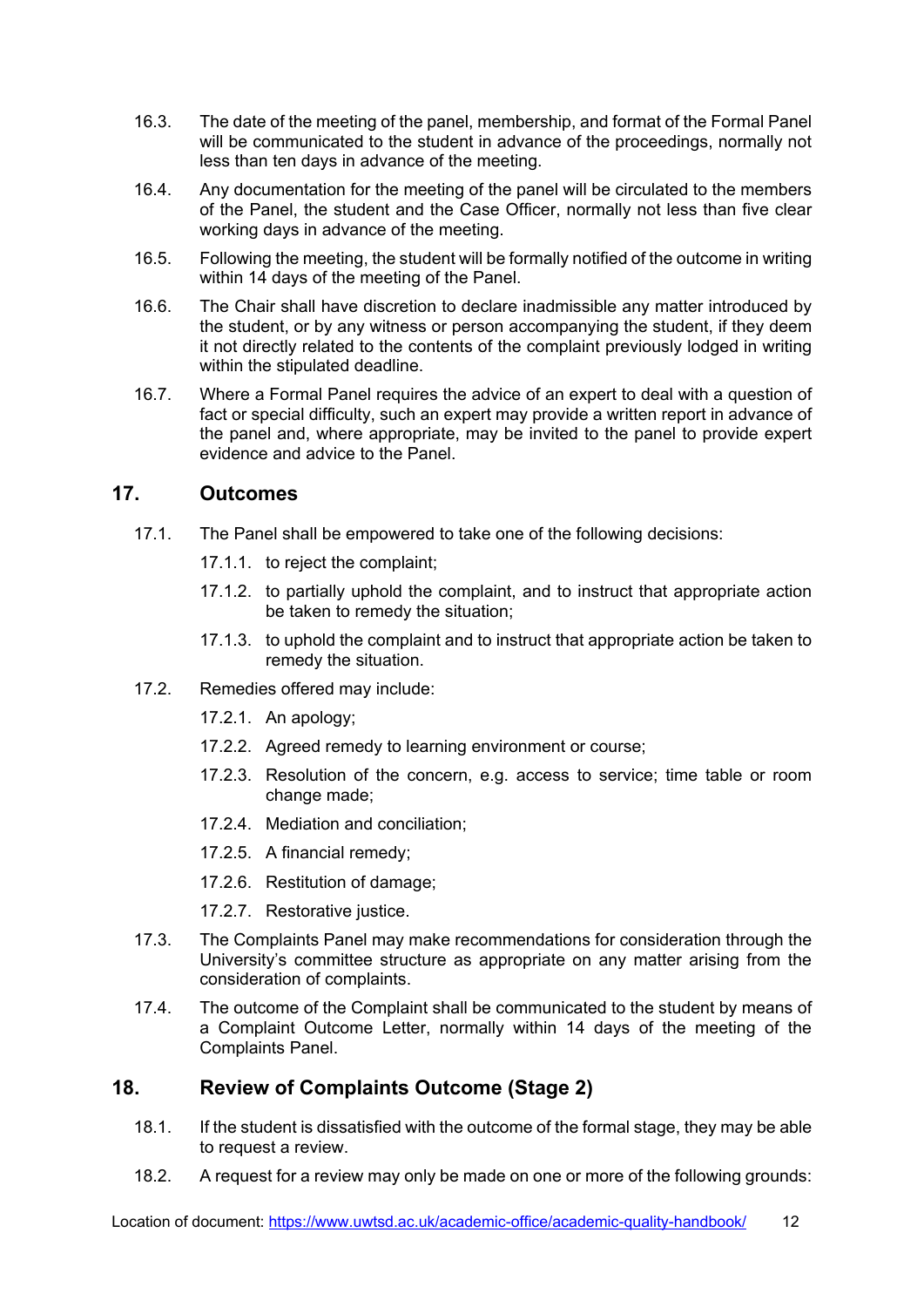16.3. The date of the meeting of the panel, membership, and format of the Formal Panel will be communicated to the student in advance of the proceedings, normally not less than ten days in advance of the meeting.

16.4. Any documentation for the meeting of the panel will be circulated to the members of the Panel, the student and the Case Officer, normally not less than five clear working days in advance of the meeting.

16.5. Following the meeting, the student will be formally notified of the outcome in writing within 14 days of the meeting of the Panel.

16.6. The Chair shall have discretion to declare inadmissible any matter introduced by the student, or by any witness or person accompanying the student, if they deem it not directly related to the contents of the complaint previously lodged in writing within the stipulated deadline.

16.7. Where a Formal Panel requires the advice of an expert to deal with a question of fact or special difficulty, such an expert may provide a written report in advance of the panel and, where appropriate, may be invited to the panel to provide expert evidence and advice to the Panel.

## 17. Outcomes

17.1. The Panel shall be empowered to take one of the following decisions:

17.1.1. to reject the complaint;

17.1.2. to partially uphold the complaint, and to instruct that appropriate action be taken to remedy the situation;

17.1.3. to uphold the complaint and to instruct that appropriate action be taken to remedy the situation.

17.2. Remedies offered may include:

17.2.1. An apology;

17.2.2. Agreed remedy to learning environment or course;

17.2.3. Resolution of the concern, e.g. access to service; time table or room change made;

17.2.4. Mediation and conciliation;

17.2.5. A financial remedy;

17.2.6. Restitution of damage;

17.2.7. Restorative justice.

17.3. The Complaints Panel may make recommendations for consideration through the University's committee structure as appropriate on any matter arising from the consideration of complaints.

17.4. The outcome of the Complaint shall be communicated to the student by means of a Complaint Outcome Letter, normally within 14 days of the meeting of the Complaints Panel.

## 18. Review of Complaints Outcome (Stage 2)

18.1. If the student is dissatisfied with the outcome of the formal stage, they may be able to request a review.

18.2. A request for a review may only be made on one or more of the following grounds:

Location of document: https://www.uwtsd.ac.uk/academic-office/academic-quality-handbook/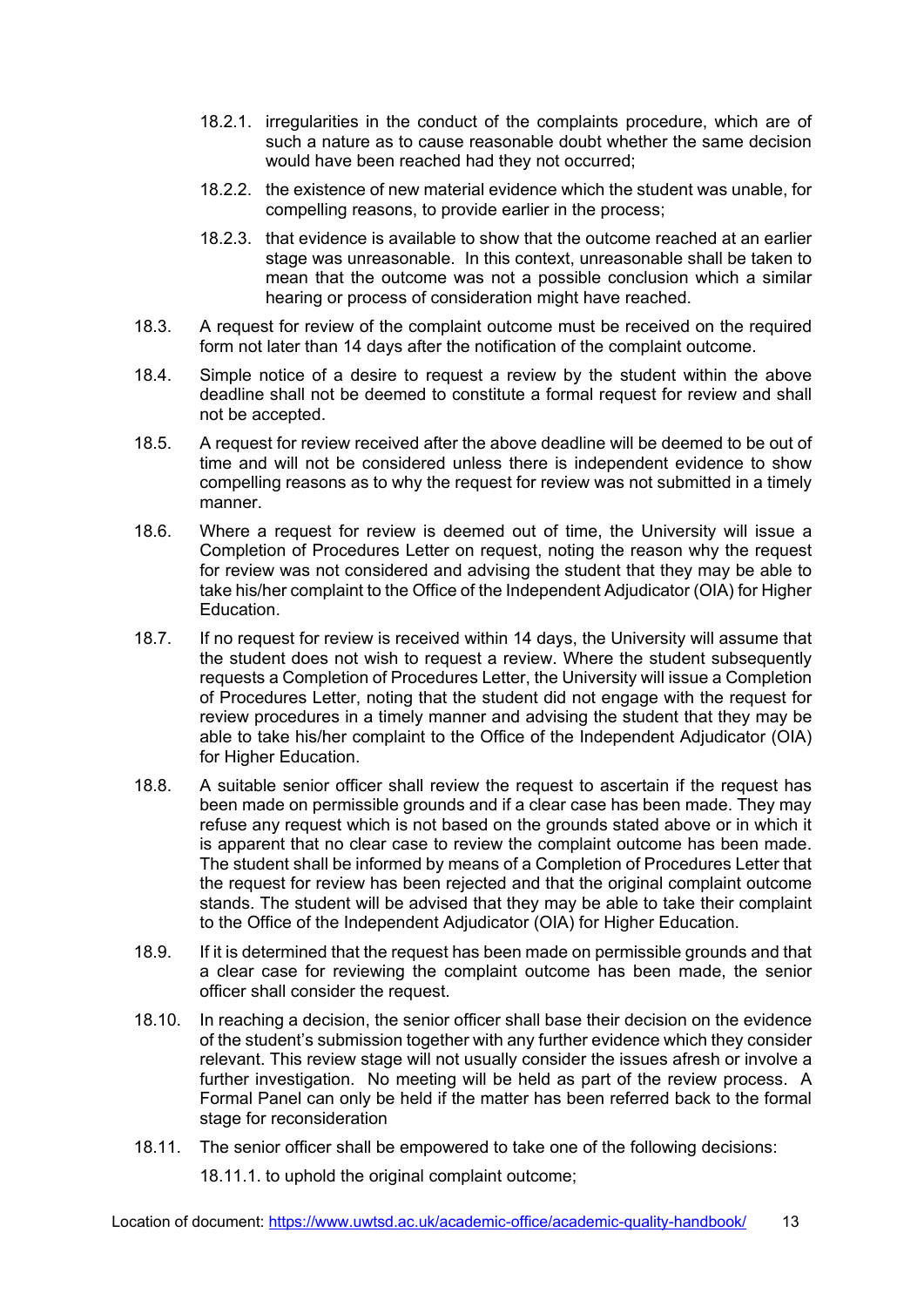18.2.1. irregularities in the conduct of the complaints procedure, which are of such a nature as to cause reasonable doubt whether the same decision would have been reached had they not occurred;

18.2.2. the existence of new material evidence which the student was unable, for compelling reasons, to provide earlier in the process;

18.2.3. that evidence is available to show that the outcome reached at an earlier stage was unreasonable. In this context, unreasonable shall be taken to mean that the outcome was not a possible conclusion which a similar hearing or process of consideration might have reached.

18.3. A request for review of the complaint outcome must be received on the required form not later than 14 days after the notification of the complaint outcome.

18.4. Simple notice of a desire to request a review by the student within the above deadline shall not be deemed to constitute a formal request for review and shall not be accepted.

18.5. A request for review received after the above deadline will be deemed to be out of time and will not be considered unless there is independent evidence to show compelling reasons as to why the request for review was not submitted in a timely manner.

18.6. Where a request for review is deemed out of time, the University will issue a Completion of Procedures Letter on request, noting the reason why the request for review was not considered and advising the student that they may be able to take his/her complaint to the Office of the Independent Adjudicator (OIA) for Higher Education.

18.7. If no request for review is received within 14 days, the University will assume that the student does not wish to request a review. Where the student subsequently requests a Completion of Procedures Letter, the University will issue a Completion of Procedures Letter, noting that the student did not engage with the request for review procedures in a timely manner and advising the student that they may be able to take his/her complaint to the Office of the Independent Adjudicator (OIA) for Higher Education.

18.8. A suitable senior officer shall review the request to ascertain if the request has been made on permissible grounds and if a clear case has been made. They may refuse any request which is not based on the grounds stated above or in which it is apparent that no clear case to review the complaint outcome has been made. The student shall be informed by means of a Completion of Procedures Letter that the request for review has been rejected and that the original complaint outcome stands. The student will be advised that they may be able to take their complaint to the Office of the Independent Adjudicator (OIA) for Higher Education.

18.9. If it is determined that the request has been made on permissible grounds and that a clear case for reviewing the complaint outcome has been made, the senior officer shall consider the request.

18.10. In reaching a decision, the senior officer shall base their decision on the evidence of the student's submission together with any further evidence which they consider relevant. This review stage will not usually consider the issues afresh or involve a further investigation. No meeting will be held as part of the review process. A Formal Panel can only be held if the matter has been referred back to the formal stage for reconsideration

18.11. The senior officer shall be empowered to take one of the following decisions:

18.11.1. to uphold the original complaint outcome;

Location of document: https://www.uwtsd.ac.uk/academic-office/academic-quality-handbook/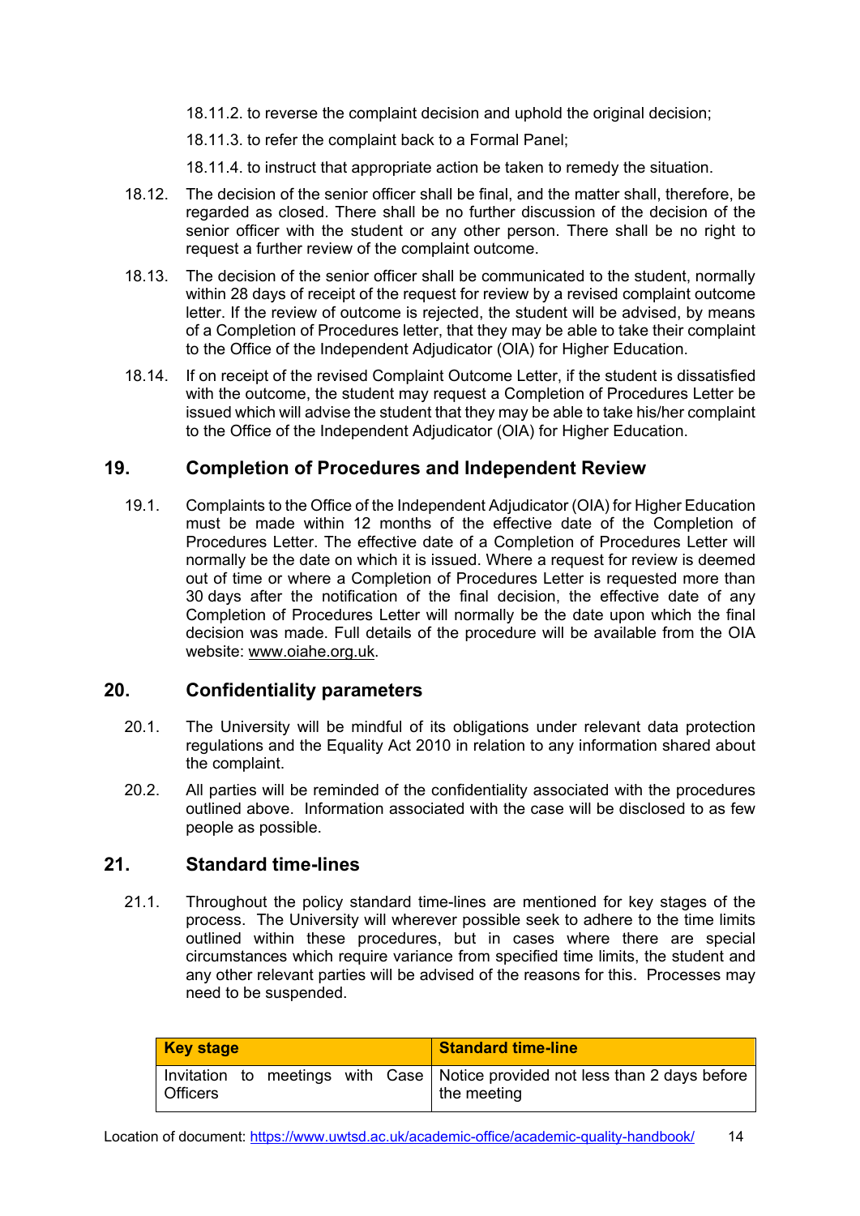18.11.2. to reverse the complaint decision and uphold the original decision;

18.11.3. to refer the complaint back to a Formal Panel;

18.11.4. to instruct that appropriate action be taken to remedy the situation.

18.12. The decision of the senior officer shall be final, and the matter shall, therefore, be regarded as closed. There shall be no further discussion of the decision of the senior officer with the student or any other person. There shall be no right to request a further review of the complaint outcome.

18.13. The decision of the senior officer shall be communicated to the student, normally within 28 days of receipt of the request for review by a revised complaint outcome letter. If the review of outcome is rejected, the student will be advised, by means of a Completion of Procedures letter, that they may be able to take their complaint to the Office of the Independent Adjudicator (OIA) for Higher Education.

18.14. If on receipt of the revised Complaint Outcome Letter, if the student is dissatisfied with the outcome, the student may request a Completion of Procedures Letter be issued which will advise the student that they may be able to take his/her complaint to the Office of the Independent Adjudicator (OIA) for Higher Education.

## 19. Completion of Procedures and Independent Review

19.1. Complaints to the Office of the Independent Adjudicator (OIA) for Higher Education must be made within 12 months of the effective date of the Completion of Procedures Letter. The effective date of a Completion of Procedures Letter will normally be the date on which it is issued. Where a request for review is deemed out of time or where a Completion of Procedures Letter is requested more than 30 days after the notification of the final decision, the effective date of any Completion of Procedures Letter will normally be the date upon which the final decision was made. Full details of the procedure will be available from the OIA website: www.oiahe.org.uk.

## 20. Confidentiality parameters

20.1. The University will be mindful of its obligations under relevant data protection regulations and the Equality Act 2010 in relation to any information shared about the complaint.

20.2. All parties will be reminded of the confidentiality associated with the procedures outlined above. Information associated with the case will be disclosed to as few people as possible.

## 21. Standard time-lines

21.1. Throughout the policy standard time-lines are mentioned for key stages of the process. The University will wherever possible seek to adhere to the time limits outlined within these procedures, but in cases where there are special circumstances which require variance from specified time limits, the student and any other relevant parties will be advised of the reasons for this. Processes may need to be suspended.

| Key stage | Standard time-line |
|---|---|
| Invitation to meetings with Case Officers | Notice provided not less than 2 days before the meeting |

Location of document: https://www.uwtsd.ac.uk/academic-office/academic-quality-handbook/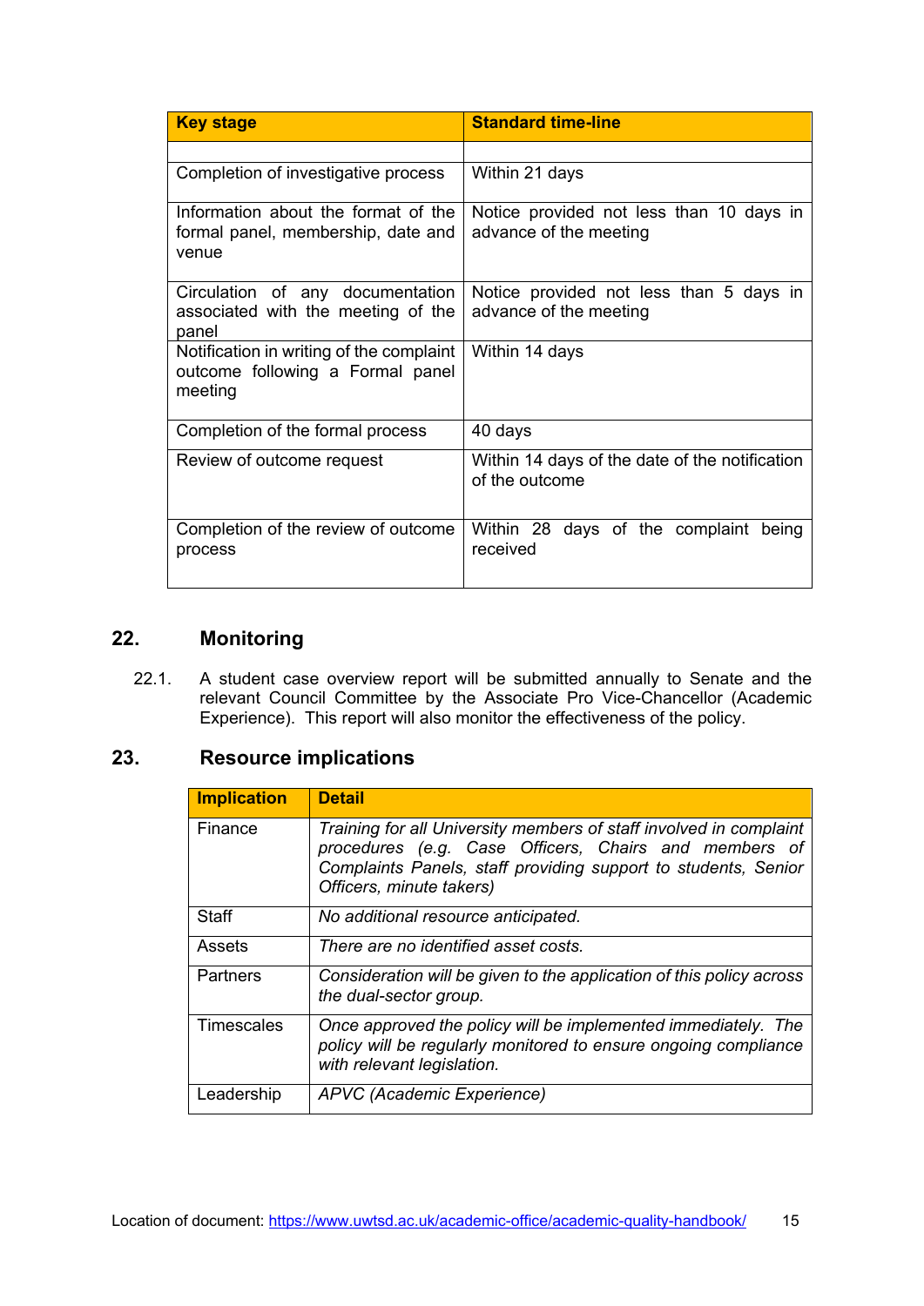| Key stage | Standard time-line |
|---|---|
| | |
| Completion of investigative process | Within 21 days |
| Information about the format of the formal panel, membership, date and venue | Notice provided not less than 10 days in advance of the meeting |
| Circulation of any documentation associated with the meeting of the panel | Notice provided not less than 5 days in advance of the meeting |
| Notification in writing of the complaint outcome following a Formal panel meeting | Within 14 days |
| Completion of the formal process | 40 days |
| Review of outcome request | Within 14 days of the date of the notification of the outcome |
| Completion of the review of outcome process | Within 28 days of the complaint being received |

## 22. Monitoring

22.1. A student case overview report will be submitted annually to Senate and the relevant Council Committee by the Associate Pro Vice-Chancellor (Academic Experience). This report will also monitor the effectiveness of the policy.

## 23. Resource implications

| Implication | Detail |
|---|---|
| Finance | *Training for all University members of staff involved in complaint procedures (e.g. Case Officers, Chairs and members of Complaints Panels, staff providing support to students, Senior Officers, minute takers)* |
| Staff | *No additional resource anticipated.* |
| Assets | *There are no identified asset costs.* |
| Partners | *Consideration will be given to the application of this policy across the dual-sector group.* |
| Timescales | *Once approved the policy will be implemented immediately. The policy will be regularly monitored to ensure ongoing compliance with relevant legislation.* |
| Leadership | *APVC (Academic Experience)* |

Location of document: https://www.uwtsd.ac.uk/academic-office/academic-quality-handbook/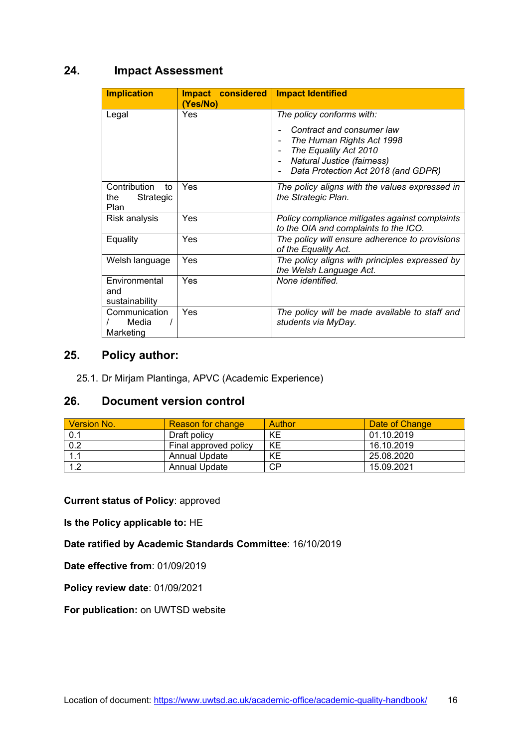## 24. Impact Assessment

| Implication | Impact considered (Yes/No) | Impact Identified |
|---|---|---|
| Legal | Yes | *The policy conforms with:*<br>- *Contract and consumer law*<br>- *The Human Rights Act 1998*<br>- *The Equality Act 2010*<br>- *Natural Justice (fairness)*<br>- *Data Protection Act 2018 (and GDPR)* |
| Contribution to the Strategic Plan | Yes | *The policy aligns with the values expressed in the Strategic Plan.* |
| Risk analysis | Yes | *Policy compliance mitigates against complaints to the OIA and complaints to the ICO.* |
| Equality | Yes | *The policy will ensure adherence to provisions of the Equality Act.* |
| Welsh language | Yes | *The policy aligns with principles expressed by the Welsh Language Act.* |
| Environmental and sustainability | Yes | *None identified.* |
| Communication / Media / Marketing | Yes | *The policy will be made available to staff and students via MyDay.* |

## 25. Policy author:

25.1. Dr Mirjam Plantinga, APVC (Academic Experience)

## 26. Document version control

| Version No. | Reason for change | Author | Date of Change |
|---|---|---|---|
| 0.1 | Draft policy | KE | 01.10.2019 |
| 0.2 | Final approved policy | KE | 16.10.2019 |
| 1.1 | Annual Update | KE | 25.08.2020 |
| 1.2 | Annual Update | CP | 15.09.2021 |

**Current status of Policy**: approved

**Is the Policy applicable to:** HE

**Date ratified by Academic Standards Committee**: 16/10/2019

**Date effective from**: 01/09/2019

**Policy review date**: 01/09/2021

**For publication:** on UWTSD website

Location of document: https://www.uwtsd.ac.uk/academic-office/academic-quality-handbook/